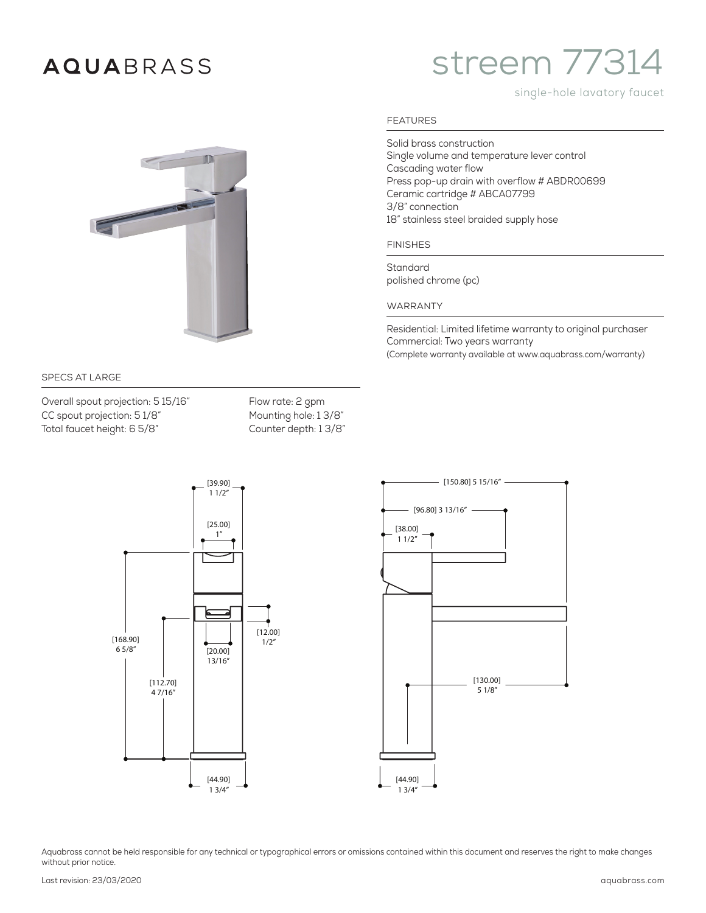# AQUABRASS

# streem 77314

single-hole lavatory faucet

## FEATURES

Solid brass construction
Single volume and temperature lever control
Cascading water flow
Press pop-up drain with overflow # ABDR00699
Ceramic cartridge # ABCA07799
3/8" connection
18" stainless steel braided supply hose

## FINISHES

Standard
polished chrome (pc)

## WARRANTY

Residential: Limited lifetime warranty to original purchaser
Commercial: Two years warranty
(Complete warranty available at www.aquabrass.com/warranty)

## SPECS AT LARGE

Overall spout projection: 5 15/16"
CC spout projection: 5 1/8"
Total faucet height: 6 5/8"
Flow rate: 2 gpm
Mounting hole: 1 3/8"
Counter depth: 1 3/8"

[39.90] 1 1/2"
[25.00] 1"
[12.00] 1/2"
[20.00] 13/16"
[168.90] 6 5/8"
[112.70] 4 7/16"
[44.90] 1 3/4"

[150.80] 5 15/16"
[96.80] 3 13/16"
[38.00] 1 1/2"
[130.00] 5 1/8"
[44.90] 1 3/4"

Aquabrass cannot be held responsible for any technical or typographical errors or omissions contained within this document and reserves the right to make changes without prior notice.

Last revision: 23/03/2020

aquabrass.com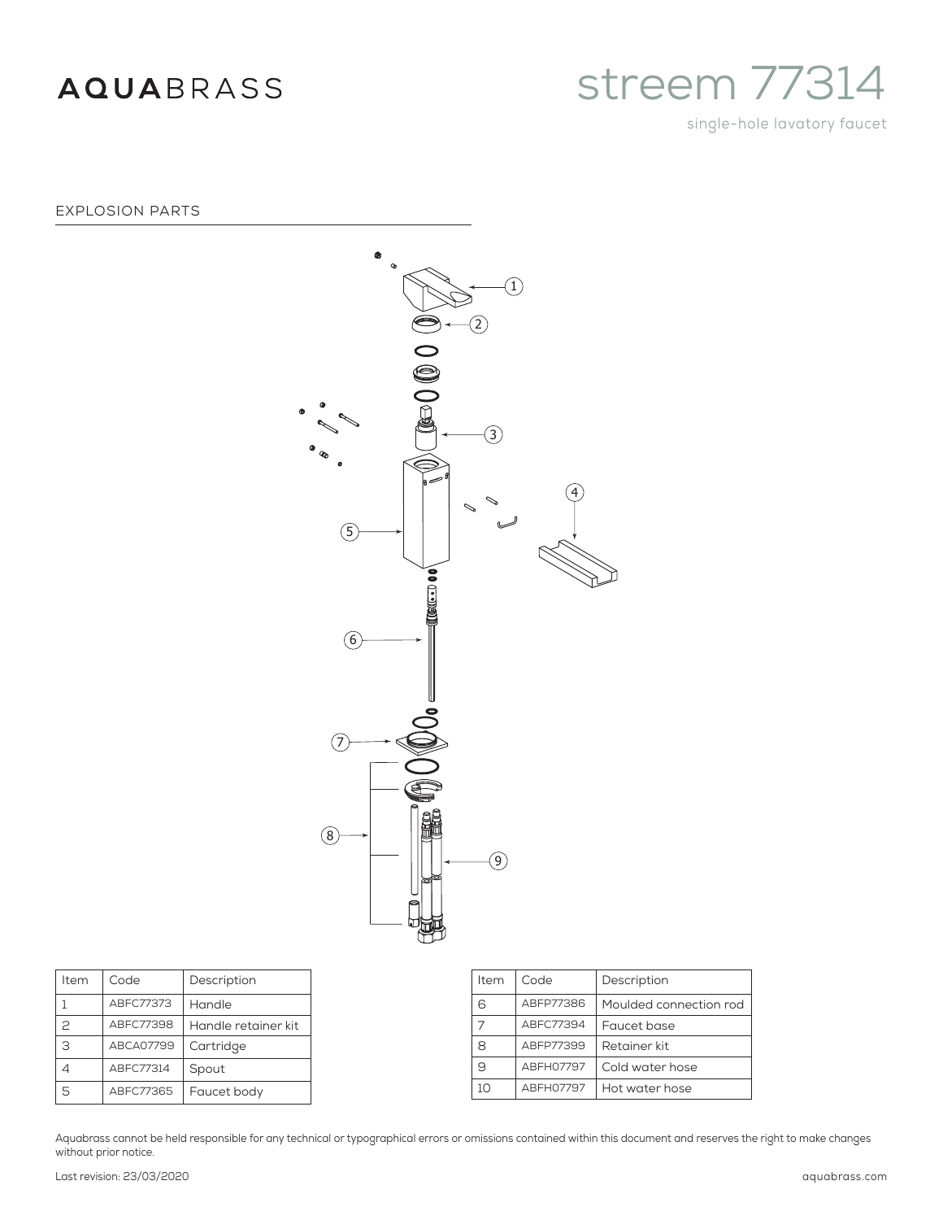# AQUABRASS

# streem 77314

single-hole lavatory faucet

## EXPLOSION PARTS

| Item | Code | Description |
|---|---|---|
| 1 | ABFC77373 | Handle |
| 2 | ABFC77398 | Handle retainer kit |
| 3 | ABCA07799 | Cartridge |
| 4 | ABFC77314 | Spout |
| 5 | ABFC77365 | Faucet body |

| Item | Code | Description |
|---|---|---|
| 6 | ABFP77386 | Moulded connection rod |
| 7 | ABFC77394 | Faucet base |
| 8 | ABFP77399 | Retainer kit |
| 9 | ABFH07797 | Cold water hose |
| 10 | ABFH07797 | Hot water hose |

Aquabrass cannot be held responsible for any technical or typographical errors or omissions contained within this document and reserves the right to make changes without prior notice.

Last revision: 23/03/2020

aquabrass.com